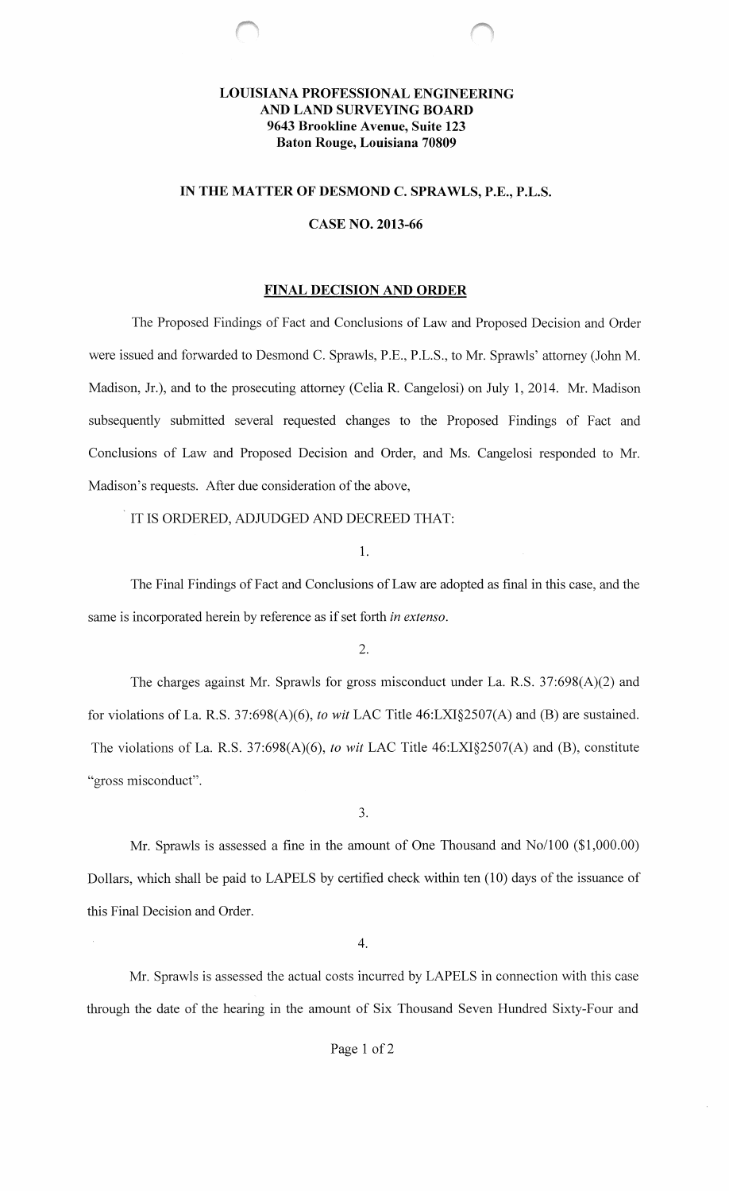**LOUISIANA PROFESSIONAL ENGINEERING AND LAND SURVEYING BOARD**
**9643 Brookline Avenue, Suite 123**
**Baton Rouge, Louisiana 70809**

**IN THE MATTER OF DESMOND C. SPRAWLS, P.E., P.L.S.**

**CASE NO. 2013-66**

## FINAL DECISION AND ORDER

The Proposed Findings of Fact and Conclusions of Law and Proposed Decision and Order were issued and forwarded to Desmond C. Sprawls, P.E., P.L.S., to Mr. Sprawls' attorney (John M. Madison, Jr.), and to the prosecuting attorney (Celia R. Cangelosi) on July 1, 2014. Mr. Madison subsequently submitted several requested changes to the Proposed Findings of Fact and Conclusions of Law and Proposed Decision and Order, and Ms. Cangelosi responded to Mr. Madison's requests. After due consideration of the above,

IT IS ORDERED, ADJUDGED AND DECREED THAT:

1.

The Final Findings of Fact and Conclusions of Law are adopted as final in this case, and the same is incorporated herein by reference as if set forth *in extenso*.

2.

The charges against Mr. Sprawls for gross misconduct under La. R.S. 37:698(A)(2) and for violations of La. R.S. 37:698(A)(6), *to wit* LAC Title 46:LXI§2507(A) and (B) are sustained. The violations of La. R.S. 37:698(A)(6), *to wit* LAC Title 46:LXI§2507(A) and (B), constitute "gross misconduct".

3.

Mr. Sprawls is assessed a fine in the amount of One Thousand and No/100 ($1,000.00) Dollars, which shall be paid to LAPELS by certified check within ten (10) days of the issuance of this Final Decision and Order.

4.

Mr. Sprawls is assessed the actual costs incurred by LAPELS in connection with this case through the date of the hearing in the amount of Six Thousand Seven Hundred Sixty-Four and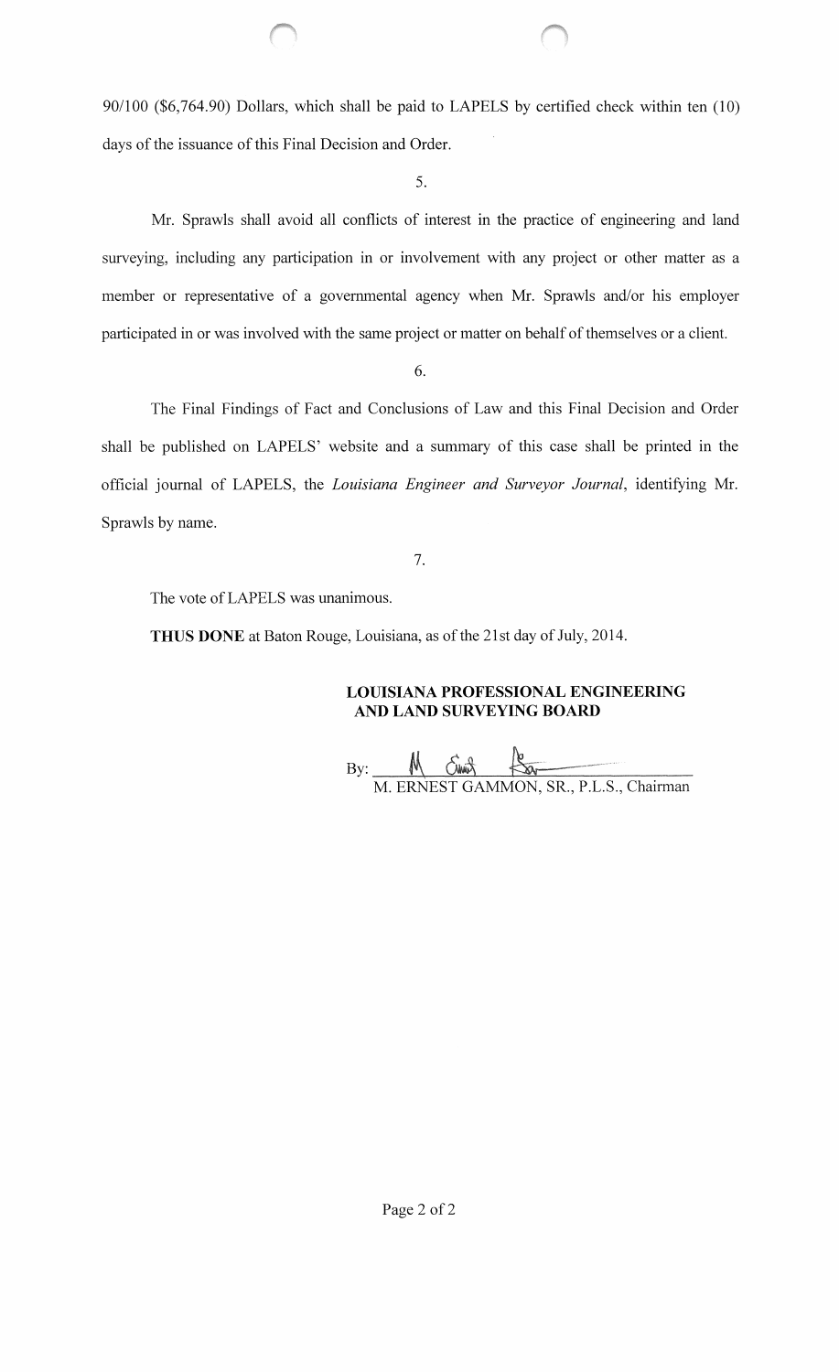90/100 ($6,764.90) Dollars, which shall be paid to LAPELS by certified check within ten (10) days of the issuance of this Final Decision and Order.

5.

Mr. Sprawls shall avoid all conflicts of interest in the practice of engineering and land surveying, including any participation in or involvement with any project or other matter as a member or representative of a governmental agency when Mr. Sprawls and/or his employer participated in or was involved with the same project or matter on behalf of themselves or a client.

6.

The Final Findings of Fact and Conclusions of Law and this Final Decision and Order shall be published on LAPELS' website and a summary of this case shall be printed in the official journal of LAPELS, the *Louisiana Engineer and Surveyor Journal*, identifying Mr. Sprawls by name.

7.

The vote of LAPELS was unanimous.

**THUS DONE** at Baton Rouge, Louisiana, as of the 21st day of July, 2014.

**LOUISIANA PROFESSIONAL ENGINEERING AND LAND SURVEYING BOARD**

By: ______________________________
M. ERNEST GAMMON, SR., P.L.S., Chairman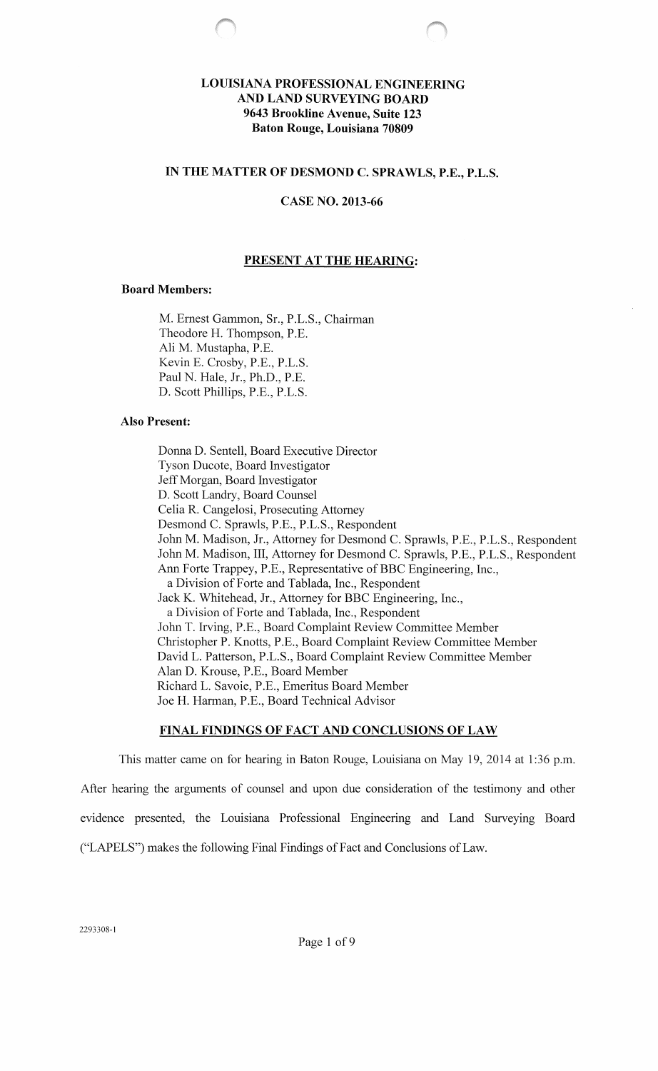**LOUISIANA PROFESSIONAL ENGINEERING AND LAND SURVEYING BOARD**
**9643 Brookline Avenue, Suite 123**
**Baton Rouge, Louisiana 70809**

**IN THE MATTER OF DESMOND C. SPRAWLS, P.E., P.L.S.**

**CASE NO. 2013-66**

**PRESENT AT THE HEARING:**

**Board Members:**

M. Ernest Gammon, Sr., P.L.S., Chairman
Theodore H. Thompson, P.E.
Ali M. Mustapha, P.E.
Kevin E. Crosby, P.E., P.L.S.
Paul N. Hale, Jr., Ph.D., P.E.
D. Scott Phillips, P.E., P.L.S.

**Also Present:**

Donna D. Sentell, Board Executive Director
Tyson Ducote, Board Investigator
Jeff Morgan, Board Investigator
D. Scott Landry, Board Counsel
Celia R. Cangelosi, Prosecuting Attorney
Desmond C. Sprawls, P.E., P.L.S., Respondent
John M. Madison, Jr., Attorney for Desmond C. Sprawls, P.E., P.L.S., Respondent
John M. Madison, III, Attorney for Desmond C. Sprawls, P.E., P.L.S., Respondent
Ann Forte Trappey, P.E., Representative of BBC Engineering, Inc., a Division of Forte and Tablada, Inc., Respondent
Jack K. Whitehead, Jr., Attorney for BBC Engineering, Inc., a Division of Forte and Tablada, Inc., Respondent
John T. Irving, P.E., Board Complaint Review Committee Member
Christopher P. Knotts, P.E., Board Complaint Review Committee Member
David L. Patterson, P.L.S., Board Complaint Review Committee Member
Alan D. Krouse, P.E., Board Member
Richard L. Savoie, P.E., Emeritus Board Member
Joe H. Harman, P.E., Board Technical Advisor

**FINAL FINDINGS OF FACT AND CONCLUSIONS OF LAW**

This matter came on for hearing in Baton Rouge, Louisiana on May 19, 2014 at 1:36 p.m. After hearing the arguments of counsel and upon due consideration of the testimony and other evidence presented, the Louisiana Professional Engineering and Land Surveying Board ("LAPELS") makes the following Final Findings of Fact and Conclusions of Law.

2293308-1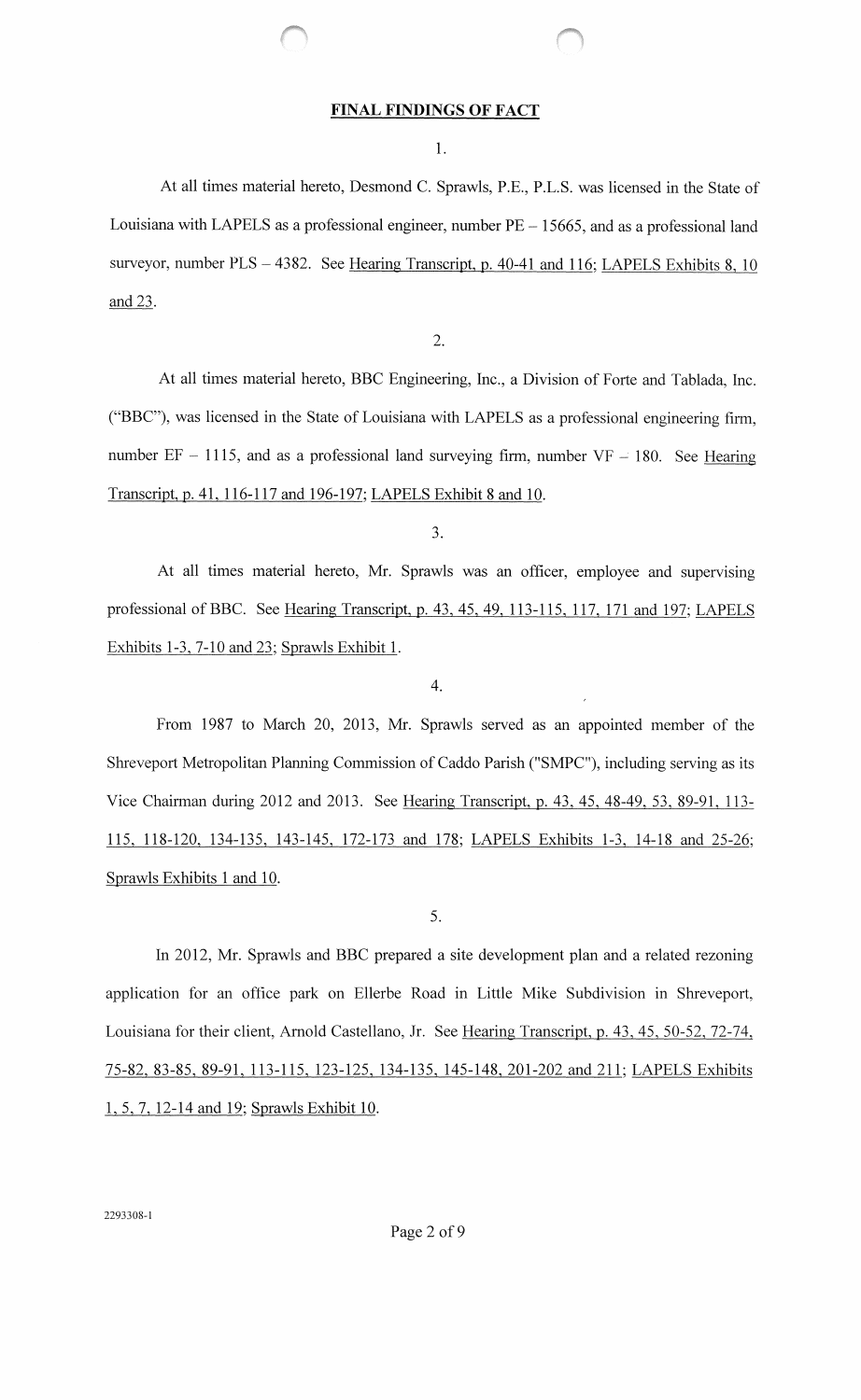## FINAL FINDINGS OF FACT

1.

At all times material hereto, Desmond C. Sprawls, P.E., P.L.S. was licensed in the State of Louisiana with LAPELS as a professional engineer, number PE – 15665, and as a professional land surveyor, number PLS – 4382. See Hearing Transcript, p. 40-41 and 116; LAPELS Exhibits 8, 10 and 23.

2.

At all times material hereto, BBC Engineering, Inc., a Division of Forte and Tablada, Inc. ("BBC"), was licensed in the State of Louisiana with LAPELS as a professional engineering firm, number EF – 1115, and as a professional land surveying firm, number VF – 180. See Hearing Transcript, p. 41, 116-117 and 196-197; LAPELS Exhibit 8 and 10.

3.

At all times material hereto, Mr. Sprawls was an officer, employee and supervising professional of BBC. See Hearing Transcript, p. 43, 45, 49, 113-115, 117, 171 and 197; LAPELS Exhibits 1-3, 7-10 and 23; Sprawls Exhibit 1.

4.

From 1987 to March 20, 2013, Mr. Sprawls served as an appointed member of the Shreveport Metropolitan Planning Commission of Caddo Parish ("SMPC"), including serving as its Vice Chairman during 2012 and 2013. See Hearing Transcript, p. 43, 45, 48-49, 53, 89-91, 113-115, 118-120, 134-135, 143-145, 172-173 and 178; LAPELS Exhibits 1-3, 14-18 and 25-26; Sprawls Exhibits 1 and 10.

5.

In 2012, Mr. Sprawls and BBC prepared a site development plan and a related rezoning application for an office park on Ellerbe Road in Little Mike Subdivision in Shreveport, Louisiana for their client, Arnold Castellano, Jr. See Hearing Transcript, p. 43, 45, 50-52, 72-74, 75-82, 83-85, 89-91, 113-115, 123-125, 134-135, 145-148, 201-202 and 211; LAPELS Exhibits 1, 5, 7, 12-14 and 19; Sprawls Exhibit 10.

2293308-1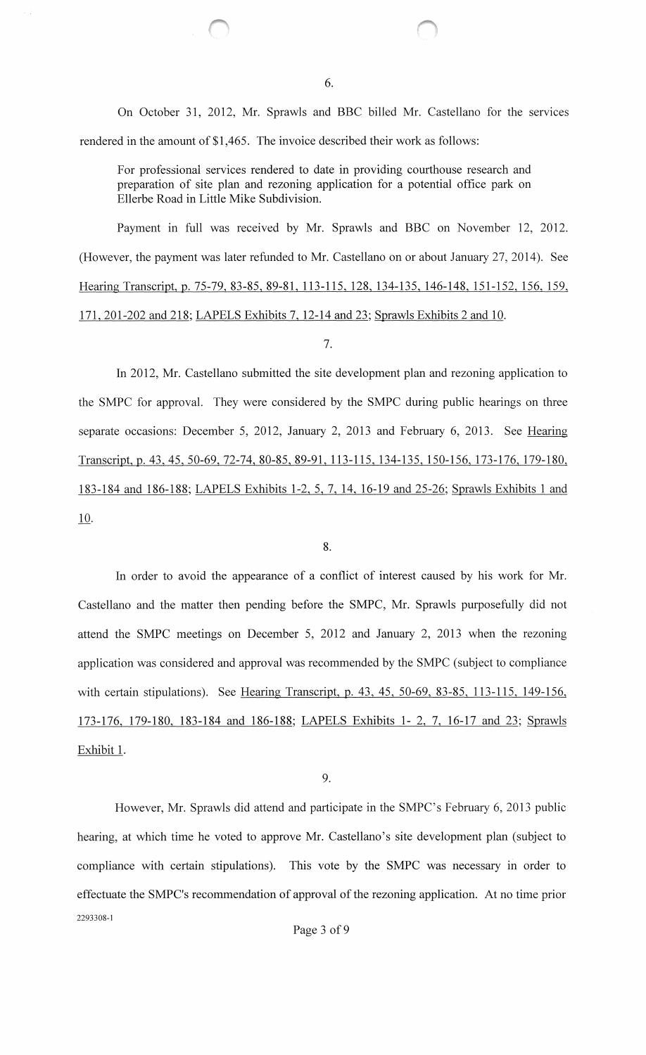6.

On October 31, 2012, Mr. Sprawls and BBC billed Mr. Castellano for the services rendered in the amount of $1,465. The invoice described their work as follows:

> For professional services rendered to date in providing courthouse research and preparation of site plan and rezoning application for a potential office park on Ellerbe Road in Little Mike Subdivision.

Payment in full was received by Mr. Sprawls and BBC on November 12, 2012. (However, the payment was later refunded to Mr. Castellano on or about January 27, 2014). See Hearing Transcript, p. 75-79, 83-85, 89-81, 113-115, 128, 134-135, 146-148, 151-152, 156, 159, 171, 201-202 and 218; LAPELS Exhibits 7, 12-14 and 23; Sprawls Exhibits 2 and 10.

7.

In 2012, Mr. Castellano submitted the site development plan and rezoning application to the SMPC for approval. They were considered by the SMPC during public hearings on three separate occasions: December 5, 2012, January 2, 2013 and February 6, 2013. See Hearing Transcript, p. 43, 45, 50-69, 72-74, 80-85, 89-91, 113-115, 134-135, 150-156, 173-176, 179-180, 183-184 and 186-188; LAPELS Exhibits 1-2, 5, 7, 14, 16-19 and 25-26; Sprawls Exhibits 1 and 10.

8.

In order to avoid the appearance of a conflict of interest caused by his work for Mr. Castellano and the matter then pending before the SMPC, Mr. Sprawls purposefully did not attend the SMPC meetings on December 5, 2012 and January 2, 2013 when the rezoning application was considered and approval was recommended by the SMPC (subject to compliance with certain stipulations). See Hearing Transcript, p. 43, 45, 50-69, 83-85, 113-115, 149-156, 173-176, 179-180, 183-184 and 186-188; LAPELS Exhibits 1- 2, 7, 16-17 and 23; Sprawls Exhibit 1.

9.

However, Mr. Sprawls did attend and participate in the SMPC's February 6, 2013 public hearing, at which time he voted to approve Mr. Castellano's site development plan (subject to compliance with certain stipulations). This vote by the SMPC was necessary in order to effectuate the SMPC's recommendation of approval of the rezoning application. At no time prior

2293308-1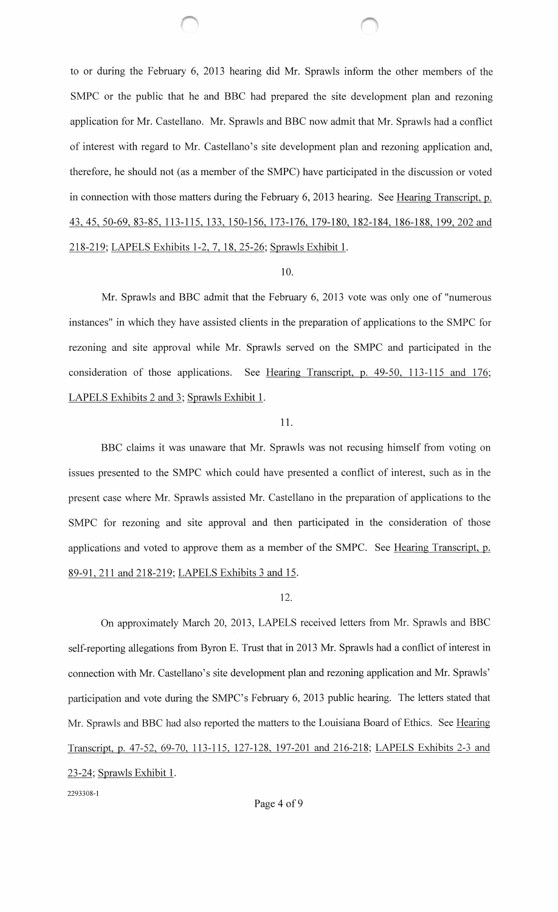to or during the February 6, 2013 hearing did Mr. Sprawls inform the other members of the SMPC or the public that he and BBC had prepared the site development plan and rezoning application for Mr. Castellano. Mr. Sprawls and BBC now admit that Mr. Sprawls had a conflict of interest with regard to Mr. Castellano's site development plan and rezoning application and, therefore, he should not (as a member of the SMPC) have participated in the discussion or voted in connection with those matters during the February 6, 2013 hearing. See Hearing Transcript, p. 43, 45, 50-69, 83-85, 113-115, 133, 150-156, 173-176, 179-180, 182-184, 186-188, 199, 202 and 218-219; LAPELS Exhibits 1-2, 7, 18, 25-26; Sprawls Exhibit 1.

10.

Mr. Sprawls and BBC admit that the February 6, 2013 vote was only one of "numerous instances" in which they have assisted clients in the preparation of applications to the SMPC for rezoning and site approval while Mr. Sprawls served on the SMPC and participated in the consideration of those applications. See Hearing Transcript, p. 49-50, 113-115 and 176; LAPELS Exhibits 2 and 3; Sprawls Exhibit 1.

11.

BBC claims it was unaware that Mr. Sprawls was not recusing himself from voting on issues presented to the SMPC which could have presented a conflict of interest, such as in the present case where Mr. Sprawls assisted Mr. Castellano in the preparation of applications to the SMPC for rezoning and site approval and then participated in the consideration of those applications and voted to approve them as a member of the SMPC. See Hearing Transcript, p. 89-91, 211 and 218-219; LAPELS Exhibits 3 and 15.

12.

On approximately March 20, 2013, LAPELS received letters from Mr. Sprawls and BBC self-reporting allegations from Byron E. Trust that in 2013 Mr. Sprawls had a conflict of interest in connection with Mr. Castellano's site development plan and rezoning application and Mr. Sprawls' participation and vote during the SMPC's February 6, 2013 public hearing. The letters stated that Mr. Sprawls and BBC had also reported the matters to the Louisiana Board of Ethics. See Hearing Transcript, p. 47-52, 69-70, 113-115, 127-128, 197-201 and 216-218; LAPELS Exhibits 2-3 and 23-24; Sprawls Exhibit 1.

2293308-1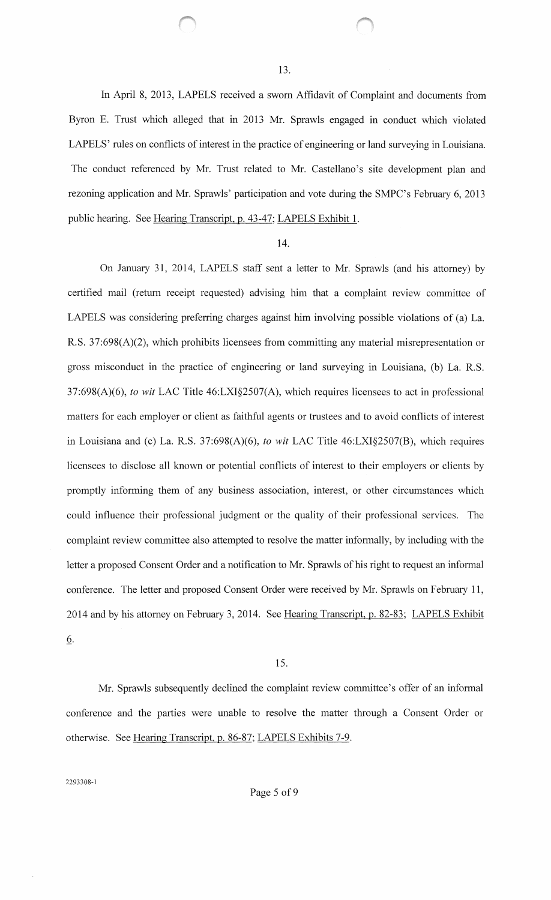13.

In April 8, 2013, LAPELS received a sworn Affidavit of Complaint and documents from Byron E. Trust which alleged that in 2013 Mr. Sprawls engaged in conduct which violated LAPELS' rules on conflicts of interest in the practice of engineering or land surveying in Louisiana. The conduct referenced by Mr. Trust related to Mr. Castellano's site development plan and rezoning application and Mr. Sprawls' participation and vote during the SMPC's February 6, 2013 public hearing. See Hearing Transcript, p. 43-47; LAPELS Exhibit 1.

14.

On January 31, 2014, LAPELS staff sent a letter to Mr. Sprawls (and his attorney) by certified mail (return receipt requested) advising him that a complaint review committee of LAPELS was considering preferring charges against him involving possible violations of (a) La. R.S. 37:698(A)(2), which prohibits licensees from committing any material misrepresentation or gross misconduct in the practice of engineering or land surveying in Louisiana, (b) La. R.S. 37:698(A)(6), *to wit* LAC Title 46:LXI§2507(A), which requires licensees to act in professional matters for each employer or client as faithful agents or trustees and to avoid conflicts of interest in Louisiana and (c) La. R.S. 37:698(A)(6), *to wit* LAC Title 46:LXI§2507(B), which requires licensees to disclose all known or potential conflicts of interest to their employers or clients by promptly informing them of any business association, interest, or other circumstances which could influence their professional judgment or the quality of their professional services. The complaint review committee also attempted to resolve the matter informally, by including with the letter a proposed Consent Order and a notification to Mr. Sprawls of his right to request an informal conference. The letter and proposed Consent Order were received by Mr. Sprawls on February 11, 2014 and by his attorney on February 3, 2014. See Hearing Transcript, p. 82-83; LAPELS Exhibit 6.

15.

Mr. Sprawls subsequently declined the complaint review committee's offer of an informal conference and the parties were unable to resolve the matter through a Consent Order or otherwise. See Hearing Transcript, p. 86-87; LAPELS Exhibits 7-9.

2293308-1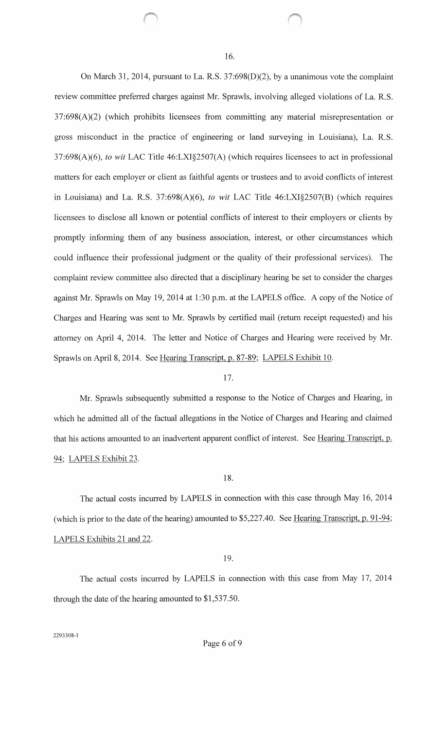16.

On March 31, 2014, pursuant to La. R.S. 37:698(D)(2), by a unanimous vote the complaint review committee preferred charges against Mr. Sprawls, involving alleged violations of La. R.S. 37:698(A)(2) (which prohibits licensees from committing any material misrepresentation or gross misconduct in the practice of engineering or land surveying in Louisiana), La. R.S. 37:698(A)(6), *to wit* LAC Title 46:LXI§2507(A) (which requires licensees to act in professional matters for each employer or client as faithful agents or trustees and to avoid conflicts of interest in Louisiana) and La. R.S. 37:698(A)(6), *to wit* LAC Title 46:LXI§2507(B) (which requires licensees to disclose all known or potential conflicts of interest to their employers or clients by promptly informing them of any business association, interest, or other circumstances which could influence their professional judgment or the quality of their professional services). The complaint review committee also directed that a disciplinary hearing be set to consider the charges against Mr. Sprawls on May 19, 2014 at 1:30 p.m. at the LAPELS office. A copy of the Notice of Charges and Hearing was sent to Mr. Sprawls by certified mail (return receipt requested) and his attorney on April 4, 2014. The letter and Notice of Charges and Hearing were received by Mr. Sprawls on April 8, 2014. See Hearing Transcript, p. 87-89; LAPELS Exhibit 10.

17.

Mr. Sprawls subsequently submitted a response to the Notice of Charges and Hearing, in which he admitted all of the factual allegations in the Notice of Charges and Hearing and claimed that his actions amounted to an inadvertent apparent conflict of interest. See Hearing Transcript, p. 94; LAPELS Exhibit 23.

18.

The actual costs incurred by LAPELS in connection with this case through May 16, 2014 (which is prior to the date of the hearing) amounted to $5,227.40. See Hearing Transcript, p. 91-94; LAPELS Exhibits 21 and 22.

19.

The actual costs incurred by LAPELS in connection with this case from May 17, 2014 through the date of the hearing amounted to $1,537.50.

2293308-1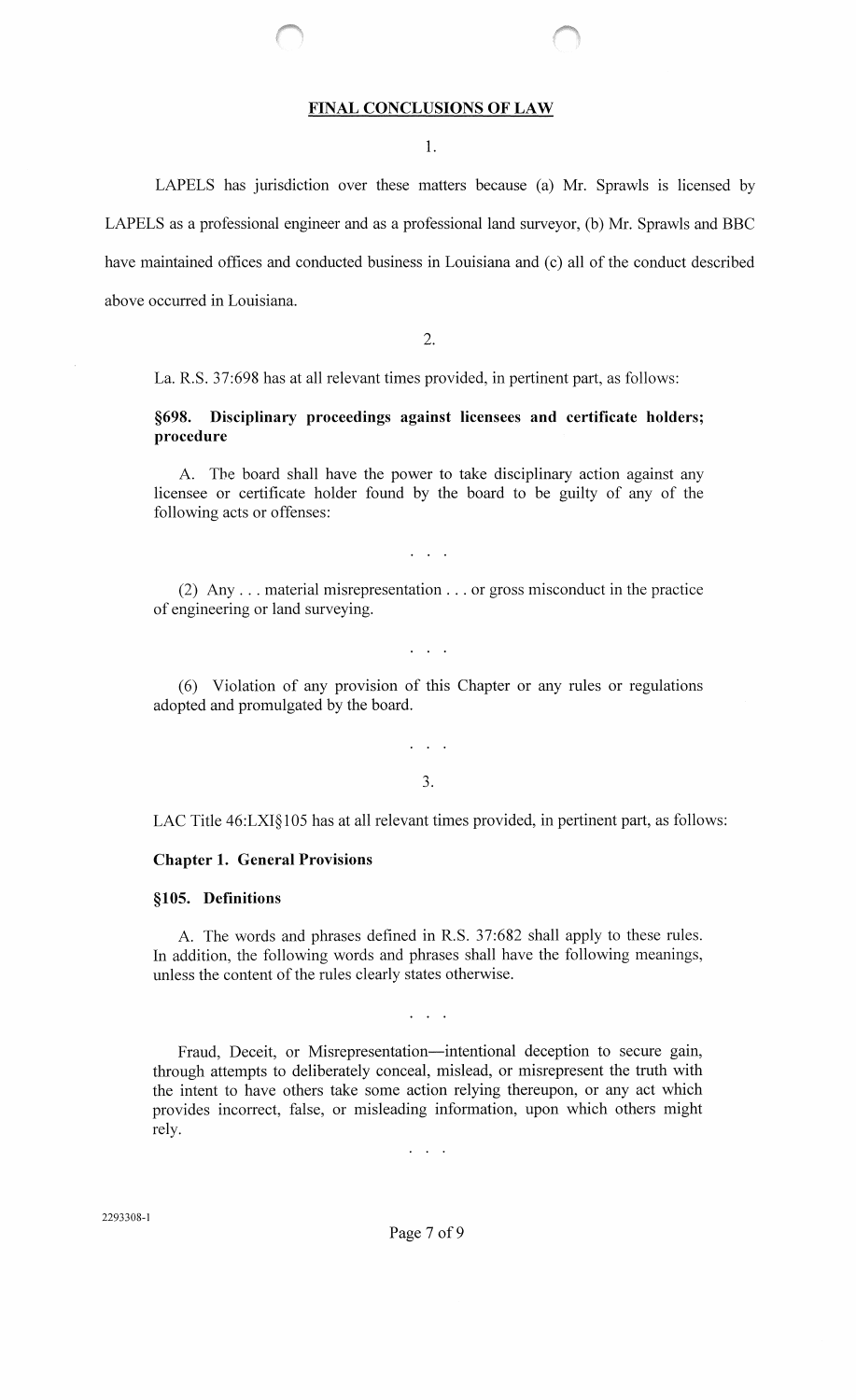## FINAL CONCLUSIONS OF LAW

1.

LAPELS has jurisdiction over these matters because (a) Mr. Sprawls is licensed by LAPELS as a professional engineer and as a professional land surveyor, (b) Mr. Sprawls and BBC have maintained offices and conducted business in Louisiana and (c) all of the conduct described above occurred in Louisiana.

2.

La. R.S. 37:698 has at all relevant times provided, in pertinent part, as follows:

> **§698. Disciplinary proceedings against licensees and certificate holders; procedure**
>
> A. The board shall have the power to take disciplinary action against any licensee or certificate holder found by the board to be guilty of any of the following acts or offenses:
>
> . . .
>
> (2) Any . . . material misrepresentation . . . or gross misconduct in the practice of engineering or land surveying.
>
> . . .
>
> (6) Violation of any provision of this Chapter or any rules or regulations adopted and promulgated by the board.
>
> . . .

3.

LAC Title 46:LXI§105 has at all relevant times provided, in pertinent part, as follows:

> **Chapter 1. General Provisions**
>
> **§105. Definitions**
>
> A. The words and phrases defined in R.S. 37:682 shall apply to these rules. In addition, the following words and phrases shall have the following meanings, unless the content of the rules clearly states otherwise.
>
> . . .
>
> Fraud, Deceit, or Misrepresentation—intentional deception to secure gain, through attempts to deliberately conceal, mislead, or misrepresent the truth with the intent to have others take some action relying thereupon, or any act which provides incorrect, false, or misleading information, upon which others might rely.
>
> . . .

2293308-1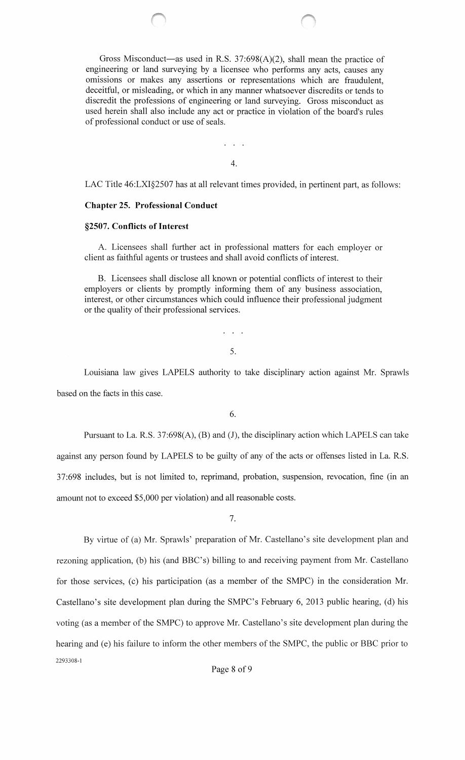> Gross Misconduct—as used in R.S. 37:698(A)(2), shall mean the practice of engineering or land surveying by a licensee who performs any acts, causes any omissions or makes any assertions or representations which are fraudulent, deceitful, or misleading, or which in any manner whatsoever discredits or tends to discredit the professions of engineering or land surveying. Gross misconduct as used herein shall also include any act or practice in violation of the board's rules of professional conduct or use of seals.
>
> . . .

4.

LAC Title 46:LXI§2507 has at all relevant times provided, in pertinent part, as follows:

> **Chapter 25. Professional Conduct**
>
> **§2507. Conflicts of Interest**
>
> A. Licensees shall further act in professional matters for each employer or client as faithful agents or trustees and shall avoid conflicts of interest.
>
> B. Licensees shall disclose all known or potential conflicts of interest to their employers or clients by promptly informing them of any business association, interest, or other circumstances which could influence their professional judgment or the quality of their professional services.
>
> . . .

5.

Louisiana law gives LAPELS authority to take disciplinary action against Mr. Sprawls based on the facts in this case.

6.

Pursuant to La. R.S. 37:698(A), (B) and (J), the disciplinary action which LAPELS can take against any person found by LAPELS to be guilty of any of the acts or offenses listed in La. R.S. 37:698 includes, but is not limited to, reprimand, probation, suspension, revocation, fine (in an amount not to exceed $5,000 per violation) and all reasonable costs.

7.

By virtue of (a) Mr. Sprawls' preparation of Mr. Castellano's site development plan and rezoning application, (b) his (and BBC's) billing to and receiving payment from Mr. Castellano for those services, (c) his participation (as a member of the SMPC) in the consideration Mr. Castellano's site development plan during the SMPC's February 6, 2013 public hearing, (d) his voting (as a member of the SMPC) to approve Mr. Castellano's site development plan during the hearing and (e) his failure to inform the other members of the SMPC, the public or BBC prior to

2293308-1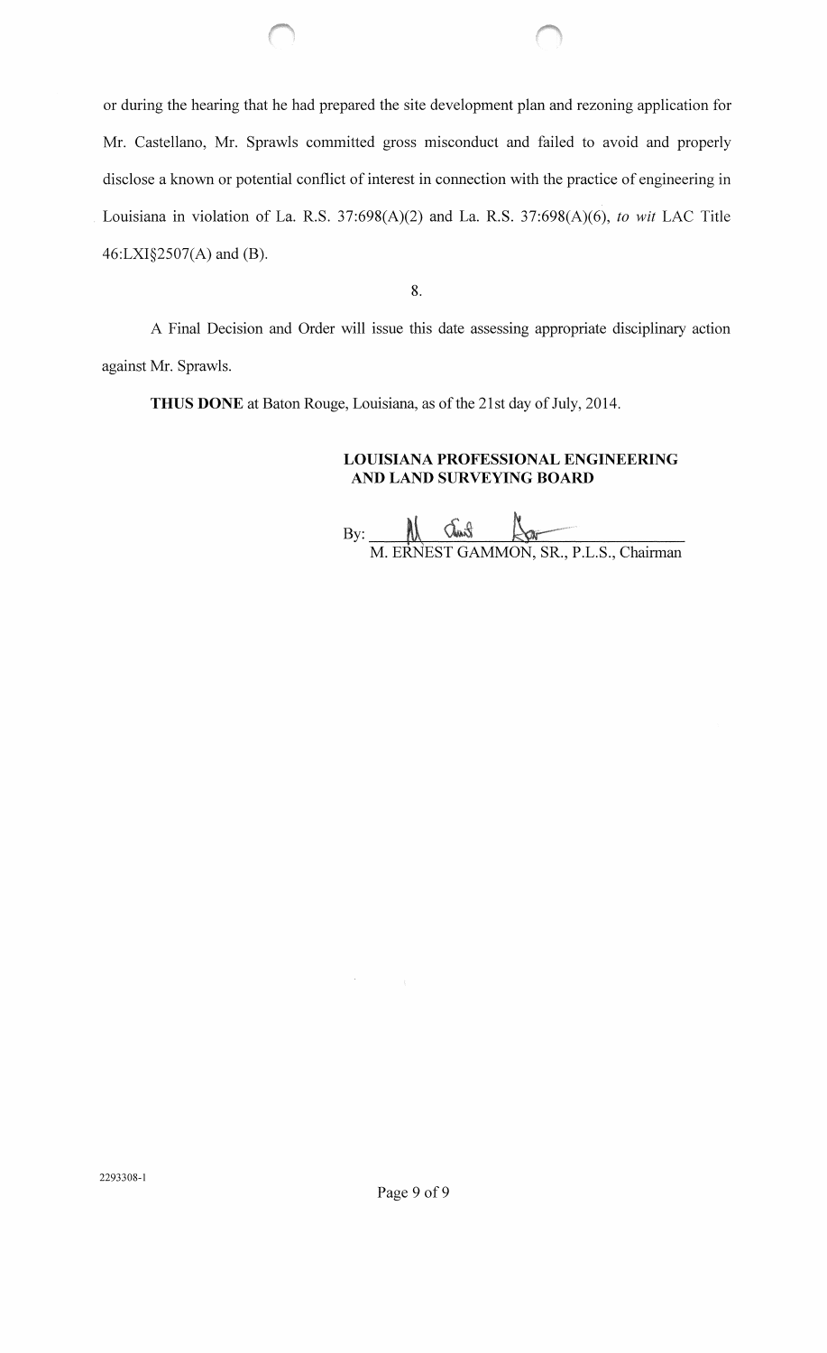or during the hearing that he had prepared the site development plan and rezoning application for Mr. Castellano, Mr. Sprawls committed gross misconduct and failed to avoid and properly disclose a known or potential conflict of interest in connection with the practice of engineering in Louisiana in violation of La. R.S. 37:698(A)(2) and La. R.S. 37:698(A)(6), *to wit* LAC Title 46:LXI§2507(A) and (B).

8.

A Final Decision and Order will issue this date assessing appropriate disciplinary action against Mr. Sprawls.

**THUS DONE** at Baton Rouge, Louisiana, as of the 21st day of July, 2014.

**LOUISIANA PROFESSIONAL ENGINEERING AND LAND SURVEYING BOARD**

By: ______________________________
M. ERNEST GAMMON, SR., P.L.S., Chairman

2293308-1